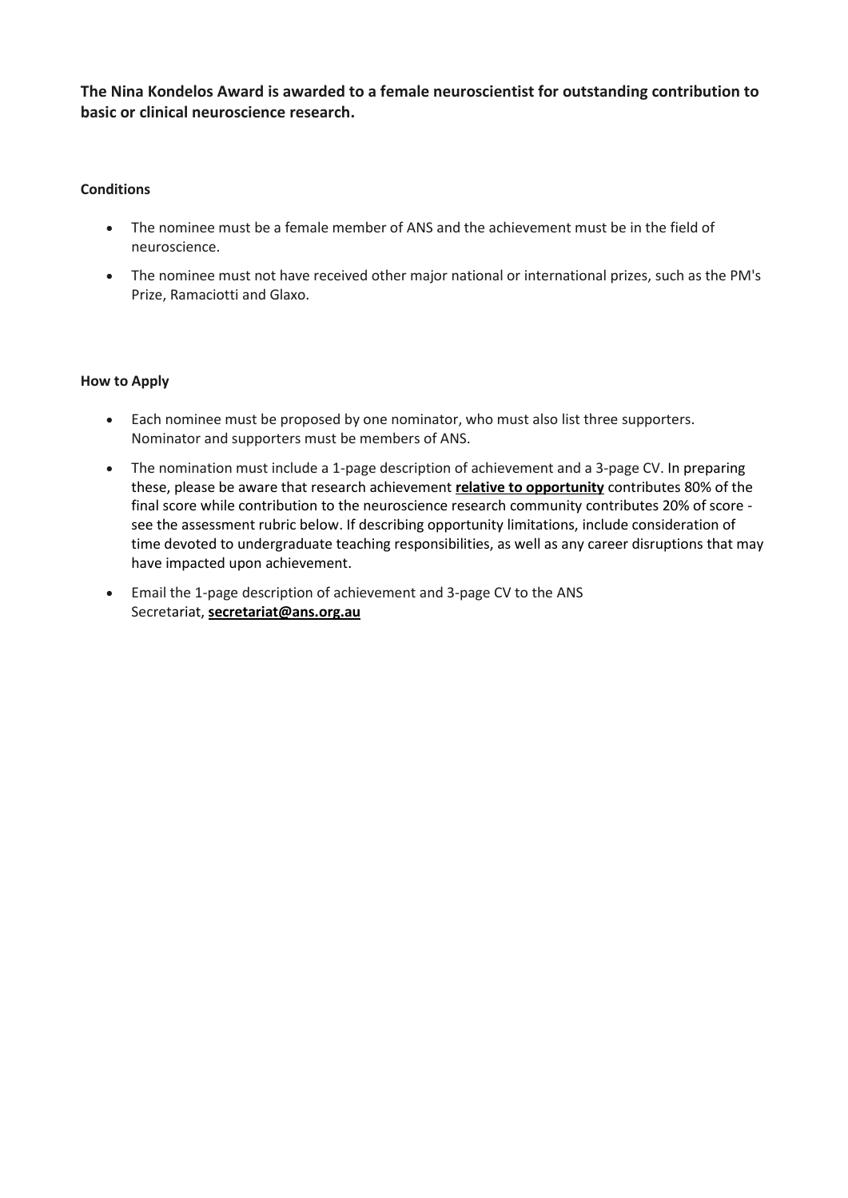**The Nina Kondelos Award is awarded to a female neuroscientist for outstanding contribution to basic or clinical neuroscience research.**

**Conditions**

- The nominee must be a female member of ANS and the achievement must be in the field of neuroscience.
- The nominee must not have received other major national or international prizes, such as the PM's Prize, Ramaciotti and Glaxo.

**How to Apply**

- Each nominee must be proposed by one nominator, who must also list three supporters. Nominator and supporters must be members of ANS.
- The nomination must include a 1-page description of achievement and a 3-page CV. In preparing these, please be aware that research achievement **relative to opportunity** contributes 80% of the final score while contribution to the neuroscience research community contributes 20% of score - see the assessment rubric below. If describing opportunity limitations, include consideration of time devoted to undergraduate teaching responsibilities, as well as any career disruptions that may have impacted upon achievement.
- Email the 1-page description of achievement and 3-page CV to the ANS Secretariat, **secretariat@ans.org.au**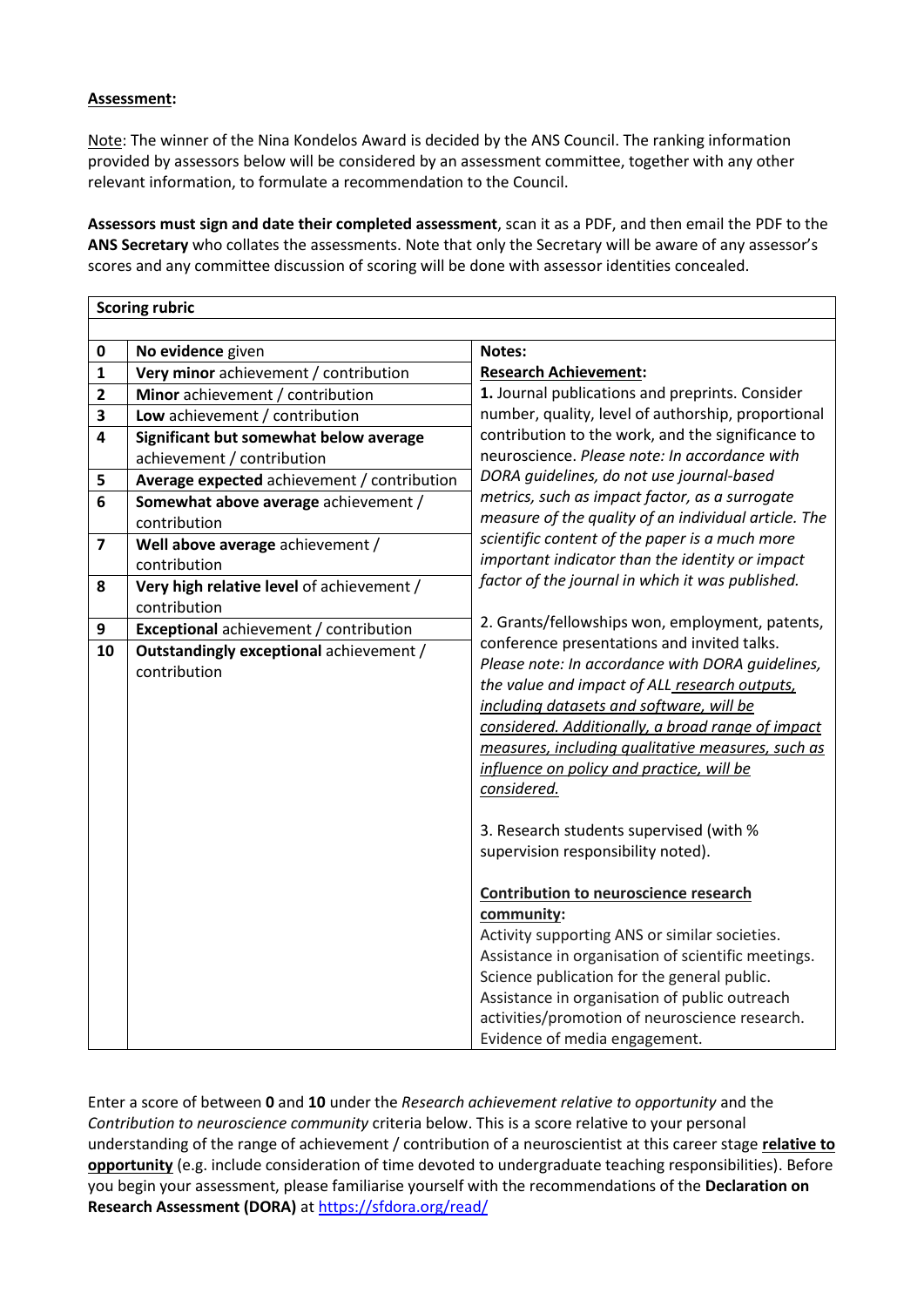**Assessment:**

Note: The winner of the Nina Kondelos Award is decided by the ANS Council. The ranking information provided by assessors below will be considered by an assessment committee, together with any other relevant information, to formulate a recommendation to the Council.

**Assessors must sign and date their completed assessment**, scan it as a PDF, and then email the PDF to the **ANS Secretary** who collates the assessments. Note that only the Secretary will be aware of any assessor's scores and any committee discussion of scoring will be done with assessor identities concealed.

| **Scoring rubric** | | |
|---|---|---|
| | | |
| **0** | **No evidence** given | **Notes:**<br>**Research Achievement:**<br>**1.** Journal publications and preprints. Consider number, quality, level of authorship, proportional contribution to the work, and the significance to neuroscience. *Please note: In accordance with DORA guidelines, do not use journal-based metrics, such as impact factor, as a surrogate measure of the quality of an individual article. The scientific content of the paper is a much more important indicator than the identity or impact factor of the journal in which it was published.*<br><br>2. Grants/fellowships won, employment, patents, conference presentations and invited talks. *Please note: In accordance with DORA guidelines, the value and impact of ALL research outputs, including datasets and software, will be considered. Additionally, a broad range of impact measures, including qualitative measures, such as influence on policy and practice, will be considered.*<br><br>3. Research students supervised (with % supervision responsibility noted).<br><br>**Contribution to neuroscience research community:**<br>Activity supporting ANS or similar societies. Assistance in organisation of scientific meetings. Science publication for the general public. Assistance in organisation of public outreach activities/promotion of neuroscience research. Evidence of media engagement. |
| **1** | **Very minor** achievement / contribution | |
| **2** | **Minor** achievement / contribution | |
| **3** | **Low** achievement / contribution | |
| **4** | **Significant but somewhat below average** achievement / contribution | |
| **5** | **Average expected** achievement / contribution | |
| **6** | **Somewhat above average** achievement / contribution | |
| **7** | **Well above average** achievement / contribution | |
| **8** | **Very high relative level** of achievement / contribution | |
| **9** | **Exceptional** achievement / contribution | |
| **10** | **Outstandingly exceptional** achievement / contribution | |

Enter a score of between **0** and **10** under the *Research achievement relative to opportunity* and the *Contribution to neuroscience community* criteria below. This is a score relative to your personal understanding of the range of achievement / contribution of a neuroscientist at this career stage **relative to opportunity** (e.g. include consideration of time devoted to undergraduate teaching responsibilities). Before you begin your assessment, please familiarise yourself with the recommendations of the **Declaration on Research Assessment (DORA)** at https://sfdora.org/read/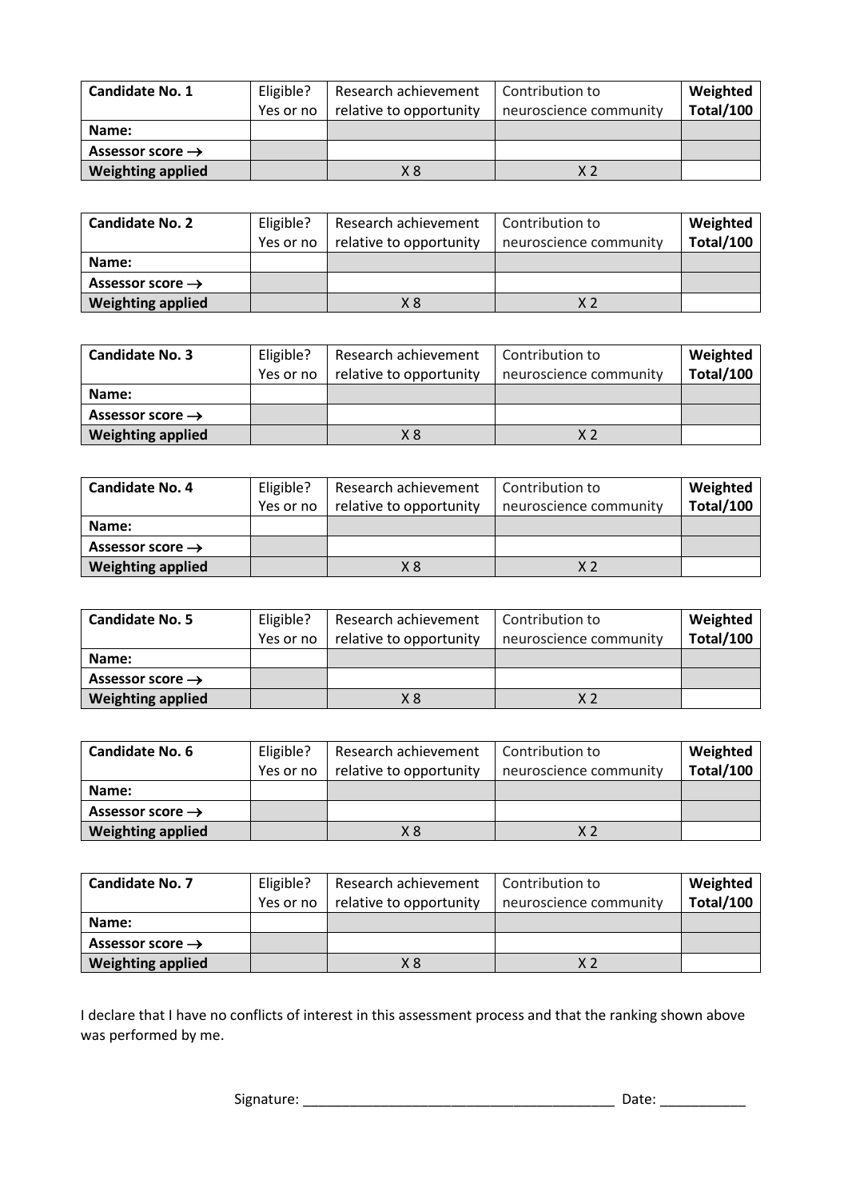| Candidate No. 1 | Eligible? Yes or no | Research achievement relative to opportunity | Contribution to neuroscience community | Weighted Total/100 |
| --- | --- | --- | --- | --- |
| Name: | | | | |
| Assessor score → | | | | |
| Weighting applied | | X 8 | X 2 | |

| Candidate No. 2 | Eligible? Yes or no | Research achievement relative to opportunity | Contribution to neuroscience community | Weighted Total/100 |
| --- | --- | --- | --- | --- |
| Name: | | | | |
| Assessor score → | | | | |
| Weighting applied | | X 8 | X 2 | |

| Candidate No. 3 | Eligible? Yes or no | Research achievement relative to opportunity | Contribution to neuroscience community | Weighted Total/100 |
| --- | --- | --- | --- | --- |
| Name: | | | | |
| Assessor score → | | | | |
| Weighting applied | | X 8 | X 2 | |

| Candidate No. 4 | Eligible? Yes or no | Research achievement relative to opportunity | Contribution to neuroscience community | Weighted Total/100 |
| --- | --- | --- | --- | --- |
| Name: | | | | |
| Assessor score → | | | | |
| Weighting applied | | X 8 | X 2 | |

| Candidate No. 5 | Eligible? Yes or no | Research achievement relative to opportunity | Contribution to neuroscience community | Weighted Total/100 |
| --- | --- | --- | --- | --- |
| Name: | | | | |
| Assessor score → | | | | |
| Weighting applied | | X 8 | X 2 | |

| Candidate No. 6 | Eligible? Yes or no | Research achievement relative to opportunity | Contribution to neuroscience community | Weighted Total/100 |
| --- | --- | --- | --- | --- |
| Name: | | | | |
| Assessor score → | | | | |
| Weighting applied | | X 8 | X 2 | |

| Candidate No. 7 | Eligible? Yes or no | Research achievement relative to opportunity | Contribution to neuroscience community | Weighted Total/100 |
| --- | --- | --- | --- | --- |
| Name: | | | | |
| Assessor score → | | | | |
| Weighting applied | | X 8 | X 2 | |

I declare that I have no conflicts of interest in this assessment process and that the ranking shown above was performed by me.

Signature: ________________________________________ Date: ___________